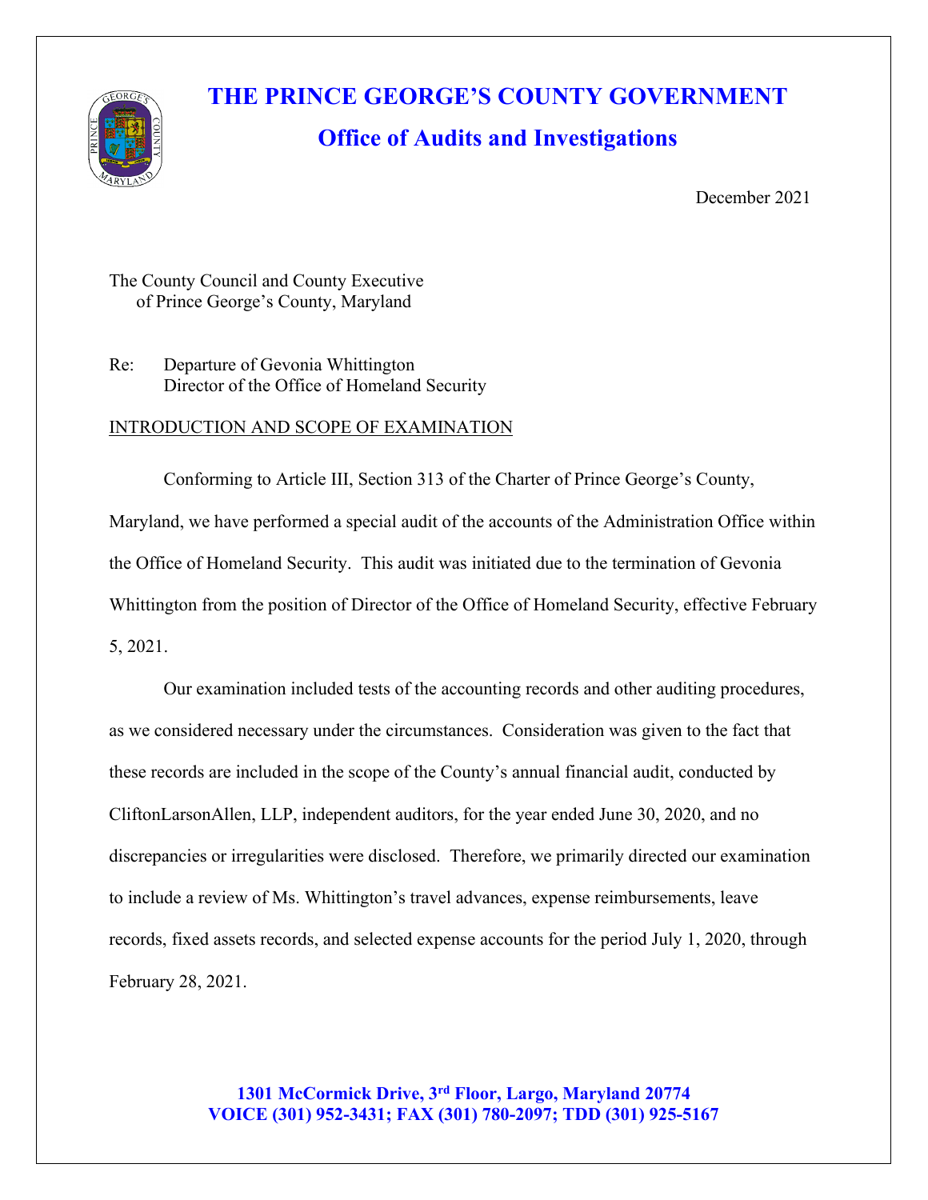# THE PRINCE GEORGE'S COUNTY GOVERNMENT

## Office of Audits and Investigations

December 2021

The County Council and County Executive
of Prince George's County, Maryland

Re: Departure of Gevonia Whittington
Director of the Office of Homeland Security

INTRODUCTION AND SCOPE OF EXAMINATION

Conforming to Article III, Section 313 of the Charter of Prince George's County, Maryland, we have performed a special audit of the accounts of the Administration Office within the Office of Homeland Security. This audit was initiated due to the termination of Gevonia Whittington from the position of Director of the Office of Homeland Security, effective February 5, 2021.

Our examination included tests of the accounting records and other auditing procedures, as we considered necessary under the circumstances. Consideration was given to the fact that these records are included in the scope of the County's annual financial audit, conducted by CliftonLarsonAllen, LLP, independent auditors, for the year ended June 30, 2020, and no discrepancies or irregularities were disclosed. Therefore, we primarily directed our examination to include a review of Ms. Whittington's travel advances, expense reimbursements, leave records, fixed assets records, and selected expense accounts for the period July 1, 2020, through February 28, 2021.

**1301 McCormick Drive, 3rd Floor, Largo, Maryland 20774**
**VOICE (301) 952-3431; FAX (301) 780-2097; TDD (301) 925-5167**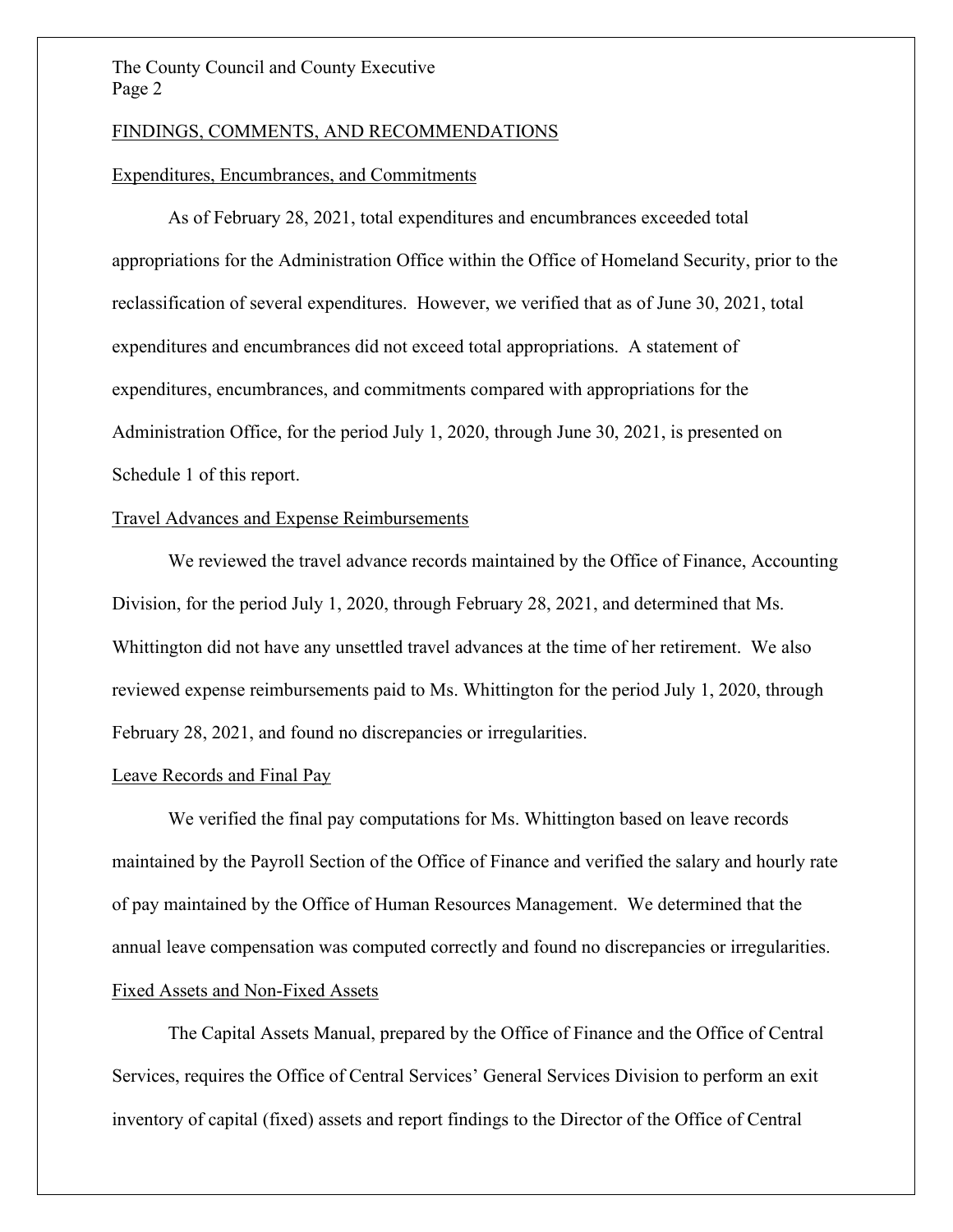## FINDINGS, COMMENTS, AND RECOMMENDATIONS

### Expenditures, Encumbrances, and Commitments

As of February 28, 2021, total expenditures and encumbrances exceeded total appropriations for the Administration Office within the Office of Homeland Security, prior to the reclassification of several expenditures. However, we verified that as of June 30, 2021, total expenditures and encumbrances did not exceed total appropriations. A statement of expenditures, encumbrances, and commitments compared with appropriations for the Administration Office, for the period July 1, 2020, through June 30, 2021, is presented on Schedule 1 of this report.

### Travel Advances and Expense Reimbursements

We reviewed the travel advance records maintained by the Office of Finance, Accounting Division, for the period July 1, 2020, through February 28, 2021, and determined that Ms. Whittington did not have any unsettled travel advances at the time of her retirement. We also reviewed expense reimbursements paid to Ms. Whittington for the period July 1, 2020, through February 28, 2021, and found no discrepancies or irregularities.

### Leave Records and Final Pay

We verified the final pay computations for Ms. Whittington based on leave records maintained by the Payroll Section of the Office of Finance and verified the salary and hourly rate of pay maintained by the Office of Human Resources Management. We determined that the annual leave compensation was computed correctly and found no discrepancies or irregularities.

### Fixed Assets and Non-Fixed Assets

The Capital Assets Manual, prepared by the Office of Finance and the Office of Central Services, requires the Office of Central Services' General Services Division to perform an exit inventory of capital (fixed) assets and report findings to the Director of the Office of Central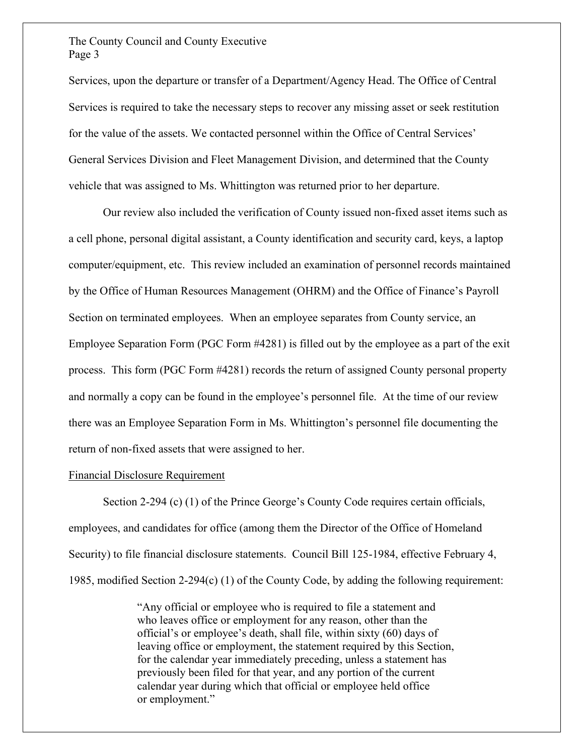Services, upon the departure or transfer of a Department/Agency Head. The Office of Central Services is required to take the necessary steps to recover any missing asset or seek restitution for the value of the assets. We contacted personnel within the Office of Central Services' General Services Division and Fleet Management Division, and determined that the County vehicle that was assigned to Ms. Whittington was returned prior to her departure.

Our review also included the verification of County issued non-fixed asset items such as a cell phone, personal digital assistant, a County identification and security card, keys, a laptop computer/equipment, etc. This review included an examination of personnel records maintained by the Office of Human Resources Management (OHRM) and the Office of Finance's Payroll Section on terminated employees. When an employee separates from County service, an Employee Separation Form (PGC Form #4281) is filled out by the employee as a part of the exit process. This form (PGC Form #4281) records the return of assigned County personal property and normally a copy can be found in the employee's personnel file. At the time of our review there was an Employee Separation Form in Ms. Whittington's personnel file documenting the return of non-fixed assets that were assigned to her.

<u>Financial Disclosure Requirement</u>

Section 2-294 (c) (1) of the Prince George's County Code requires certain officials, employees, and candidates for office (among them the Director of the Office of Homeland Security) to file financial disclosure statements. Council Bill 125-1984, effective February 4, 1985, modified Section 2-294(c) (1) of the County Code, by adding the following requirement:

> "Any official or employee who is required to file a statement and who leaves office or employment for any reason, other than the official's or employee's death, shall file, within sixty (60) days of leaving office or employment, the statement required by this Section, for the calendar year immediately preceding, unless a statement has previously been filed for that year, and any portion of the current calendar year during which that official or employee held office or employment."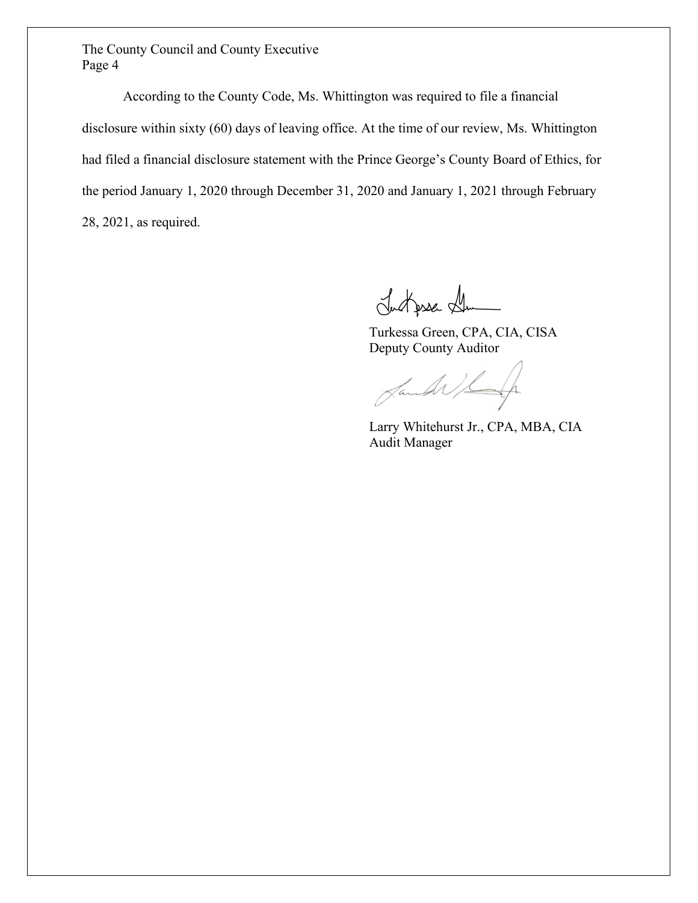According to the County Code, Ms. Whittington was required to file a financial disclosure within sixty (60) days of leaving office. At the time of our review, Ms. Whittington had filed a financial disclosure statement with the Prince George's County Board of Ethics, for the period January 1, 2020 through December 31, 2020 and January 1, 2021 through February 28, 2021, as required.

Turkessa Green, CPA, CIA, CISA
Deputy County Auditor

Larry Whitehurst Jr., CPA, MBA, CIA
Audit Manager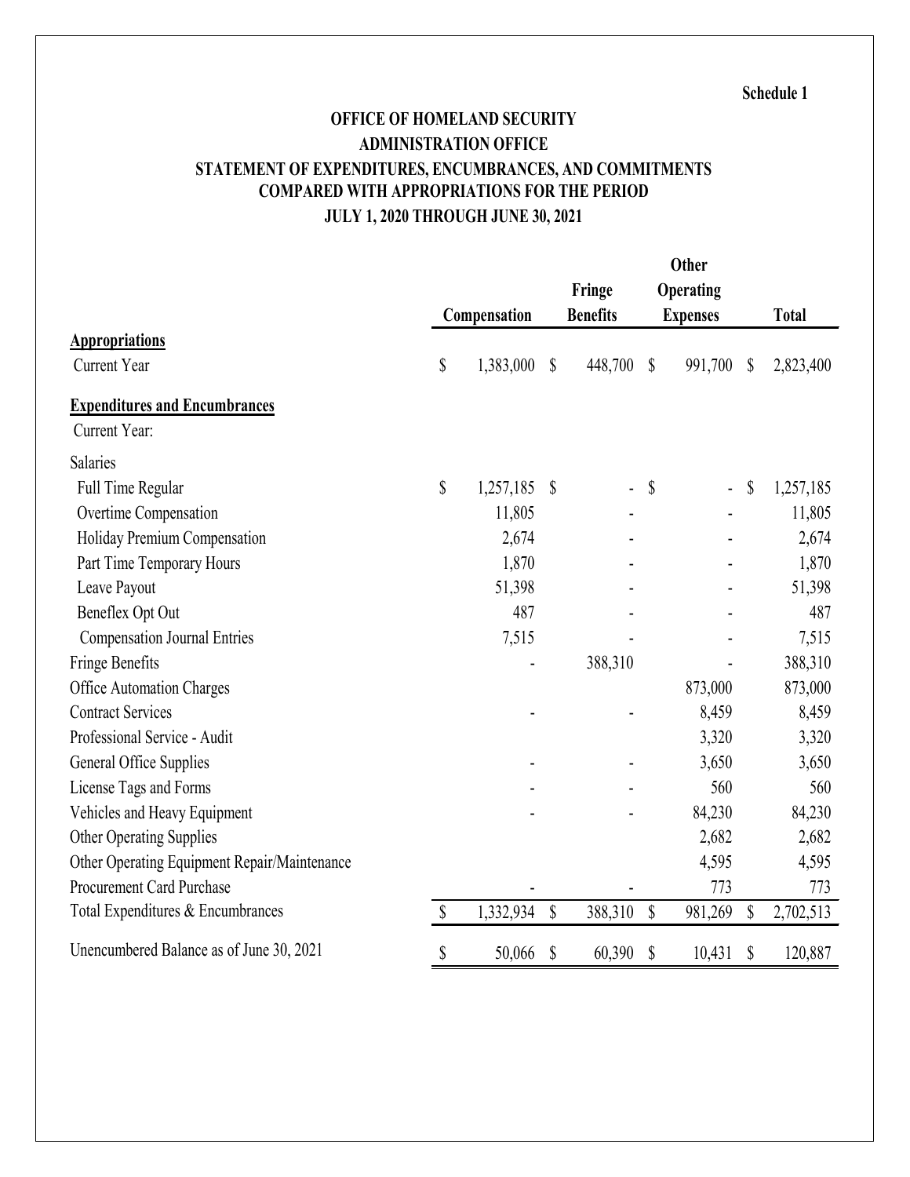Schedule 1

# OFFICE OF HOMELAND SECURITY
## ADMINISTRATION OFFICE
## STATEMENT OF EXPENDITURES, ENCUMBRANCES, AND COMMITMENTS COMPARED WITH APPROPRIATIONS FOR THE PERIOD
## JULY 1, 2020 THROUGH JUNE 30, 2021

| | Compensation | Fringe Benefits | Other Operating Expenses | Total |
|---|---|---|---|---|
| **Appropriations** | | | | |
| Current Year | $ 1,383,000 | $ 448,700 | $ 991,700 | $ 2,823,400 |
| **Expenditures and Encumbrances** | | | | |
| Current Year: | | | | |
| Salaries | | | | |
| Full Time Regular | $ 1,257,185 | $ - | $ - | $ 1,257,185 |
| Overtime Compensation | 11,805 | - | - | 11,805 |
| Holiday Premium Compensation | 2,674 | - | - | 2,674 |
| Part Time Temporary Hours | 1,870 | - | - | 1,870 |
| Leave Payout | 51,398 | - | - | 51,398 |
| Beneflex Opt Out | 487 | - | - | 487 |
| Compensation Journal Entries | 7,515 | - | - | 7,515 |
| Fringe Benefits | - | 388,310 | - | 388,310 |
| Office Automation Charges | | | 873,000 | 873,000 |
| Contract Services | - | - | 8,459 | 8,459 |
| Professional Service - Audit | | | 3,320 | 3,320 |
| General Office Supplies | - | - | 3,650 | 3,650 |
| License Tags and Forms | - | - | 560 | 560 |
| Vehicles and Heavy Equipment | - | - | 84,230 | 84,230 |
| Other Operating Supplies | | | 2,682 | 2,682 |
| Other Operating Equipment Repair/Maintenance | | | 4,595 | 4,595 |
| Procurement Card Purchase | - | - | 773 | 773 |
| Total Expenditures & Encumbrances | $ 1,332,934 | $ 388,310 | $ 981,269 | $ 2,702,513 |
| Unencumbered Balance as of June 30, 2021 | $ 50,066 | $ 60,390 | $ 10,431 | $ 120,887 |